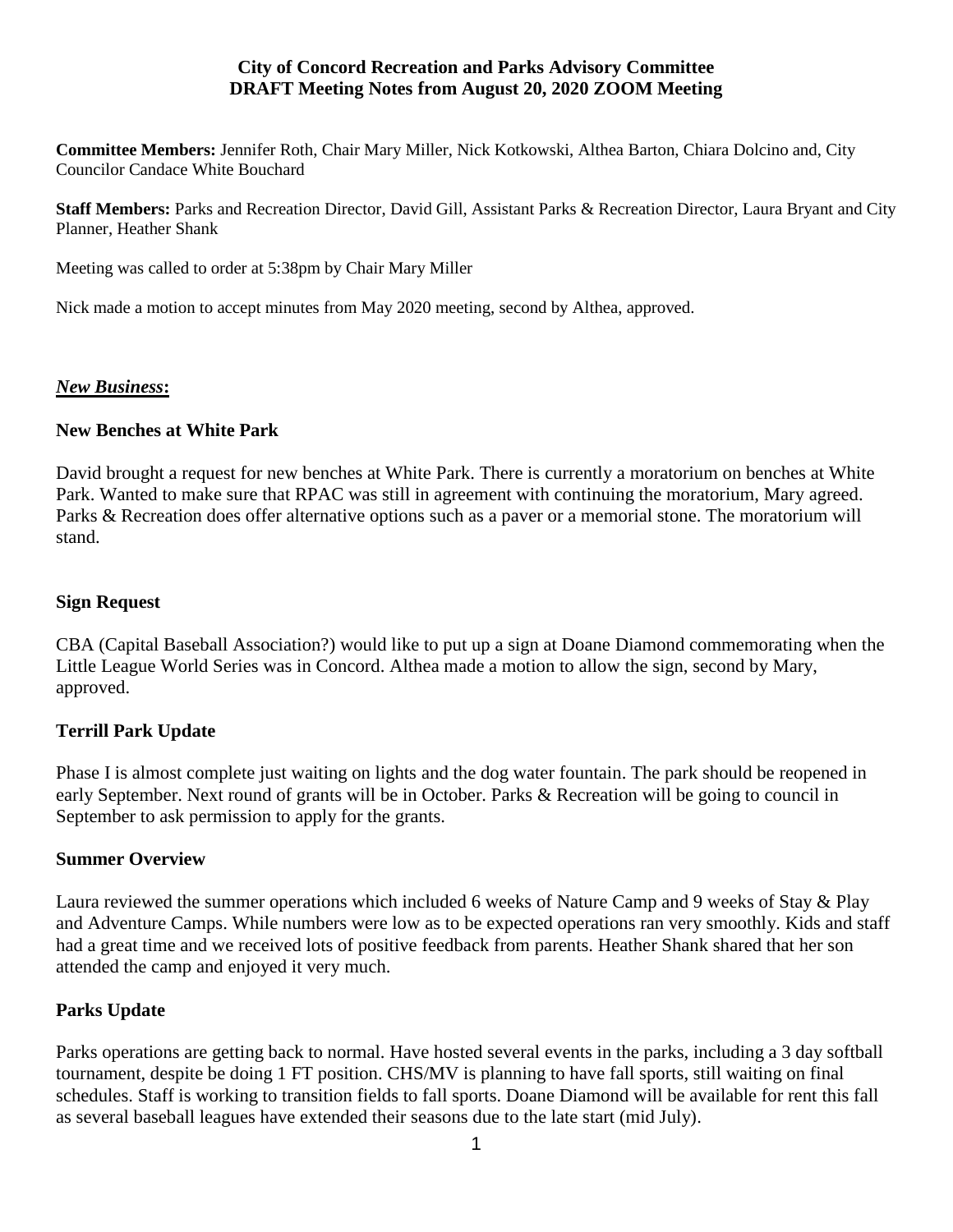**City of Concord Recreation and Parks Advisory Committee**
**DRAFT Meeting Notes from August 20, 2020 ZOOM Meeting**

**Committee Members:** Jennifer Roth, Chair Mary Miller, Nick Kotkowski, Althea Barton, Chiara Dolcino and, City Councilor Candace White Bouchard

**Staff Members:** Parks and Recreation Director, David Gill, Assistant Parks & Recreation Director, Laura Bryant and City Planner, Heather Shank

Meeting was called to order at 5:38pm by Chair Mary Miller

Nick made a motion to accept minutes from May 2020 meeting, second by Althea, approved.

***New Business*:**

**New Benches at White Park**

David brought a request for new benches at White Park. There is currently a moratorium on benches at White Park. Wanted to make sure that RPAC was still in agreement with continuing the moratorium, Mary agreed. Parks & Recreation does offer alternative options such as a paver or a memorial stone. The moratorium will stand.

**Sign Request**

CBA (Capital Baseball Association?) would like to put up a sign at Doane Diamond commemorating when the Little League World Series was in Concord. Althea made a motion to allow the sign, second by Mary, approved.

**Terrill Park Update**

Phase I is almost complete just waiting on lights and the dog water fountain. The park should be reopened in early September. Next round of grants will be in October. Parks & Recreation will be going to council in September to ask permission to apply for the grants.

**Summer Overview**

Laura reviewed the summer operations which included 6 weeks of Nature Camp and 9 weeks of Stay & Play and Adventure Camps. While numbers were low as to be expected operations ran very smoothly. Kids and staff had a great time and we received lots of positive feedback from parents. Heather Shank shared that her son attended the camp and enjoyed it very much.

**Parks Update**

Parks operations are getting back to normal. Have hosted several events in the parks, including a 3 day softball tournament, despite be doing 1 FT position. CHS/MV is planning to have fall sports, still waiting on final schedules. Staff is working to transition fields to fall sports. Doane Diamond will be available for rent this fall as several baseball leagues have extended their seasons due to the late start (mid July).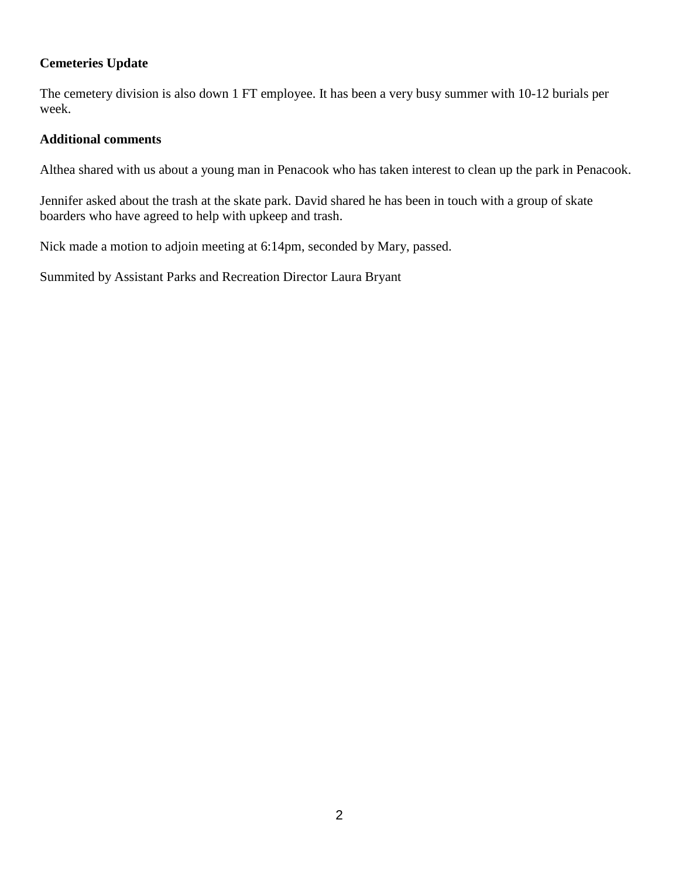**Cemeteries Update**

The cemetery division is also down 1 FT employee. It has been a very busy summer with 10-12 burials per week.

**Additional comments**

Althea shared with us about a young man in Penacook who has taken interest to clean up the park in Penacook.

Jennifer asked about the trash at the skate park. David shared he has been in touch with a group of skate boarders who have agreed to help with upkeep and trash.

Nick made a motion to adjoin meeting at 6:14pm, seconded by Mary, passed.

Summited by Assistant Parks and Recreation Director Laura Bryant